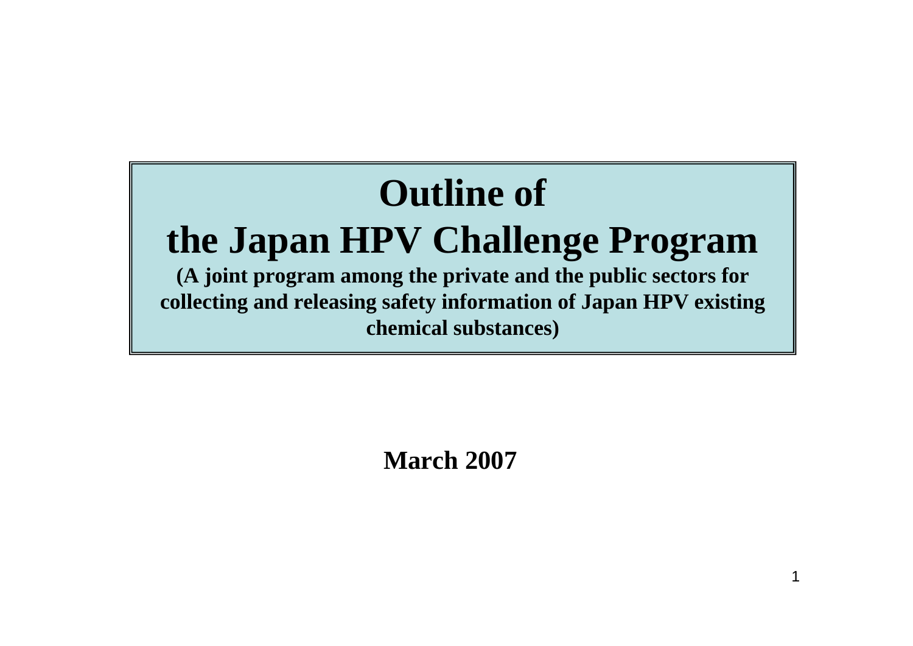# Outline of the Japan HPV Challenge Program

**(A joint program among the private and the public sectors for collecting and releasing safety information of Japan HPV existing chemical substances)**

**March 2007**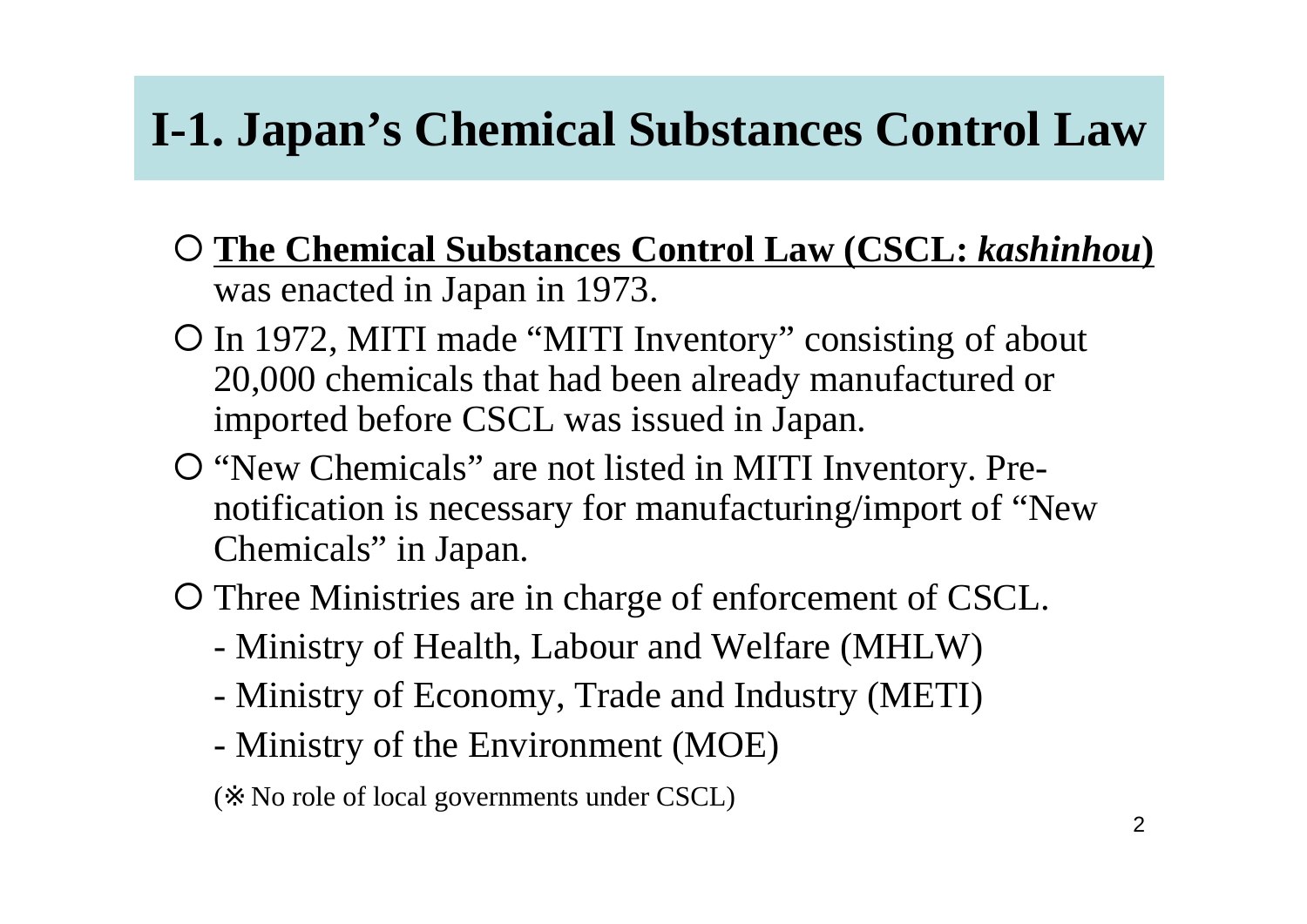# I-1. Japan's Chemical Substances Control Law

- ○ **The Chemical Substances Control Law (CSCL: *kashinhou*)** was enacted in Japan in 1973.
- ○ In 1972, MITI made "MITI Inventory" consisting of about 20,000 chemicals that had been already manufactured or imported before CSCL was issued in Japan.
- ○ "New Chemicals" are not listed in MITI Inventory. Pre-notification is necessary for manufacturing/import of "New Chemicals" in Japan.
- ○ Three Ministries are in charge of enforcement of CSCL.
  - Ministry of Health, Labour and Welfare (MHLW)
  - Ministry of Economy, Trade and Industry (METI)
  - Ministry of the Environment (MOE)

  (※ No role of local governments under CSCL)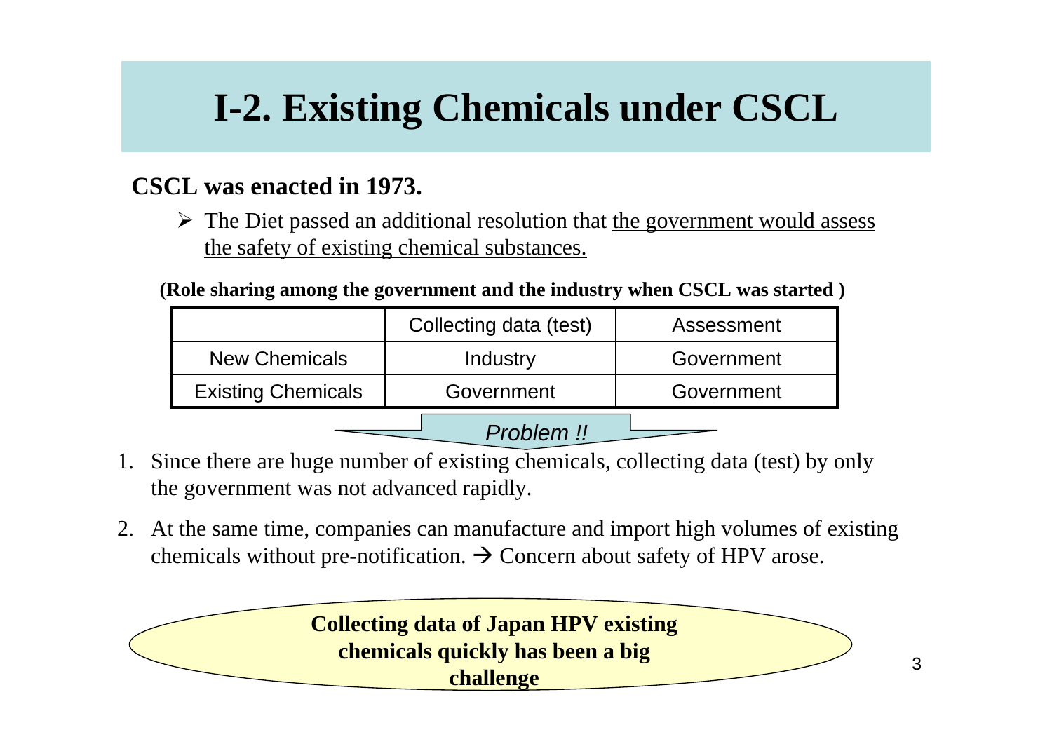# I-2. Existing Chemicals under CSCL

**CSCL was enacted in 1973.**

- The Diet passed an additional resolution that the government would assess the safety of existing chemical substances.

**(Role sharing among the government and the industry when CSCL was started )**

| | Collecting data (test) | Assessment |
|---|---|---|
| New Chemicals | Industry | Government |
| Existing Chemicals | Government | Government |

*Problem !!*

1. Since there are huge number of existing chemicals, collecting data (test) by only the government was not advanced rapidly.
2. At the same time, companies can manufacture and import high volumes of existing chemicals without pre-notification. → Concern about safety of HPV arose.

**Collecting data of Japan HPV existing chemicals quickly has been a big challenge**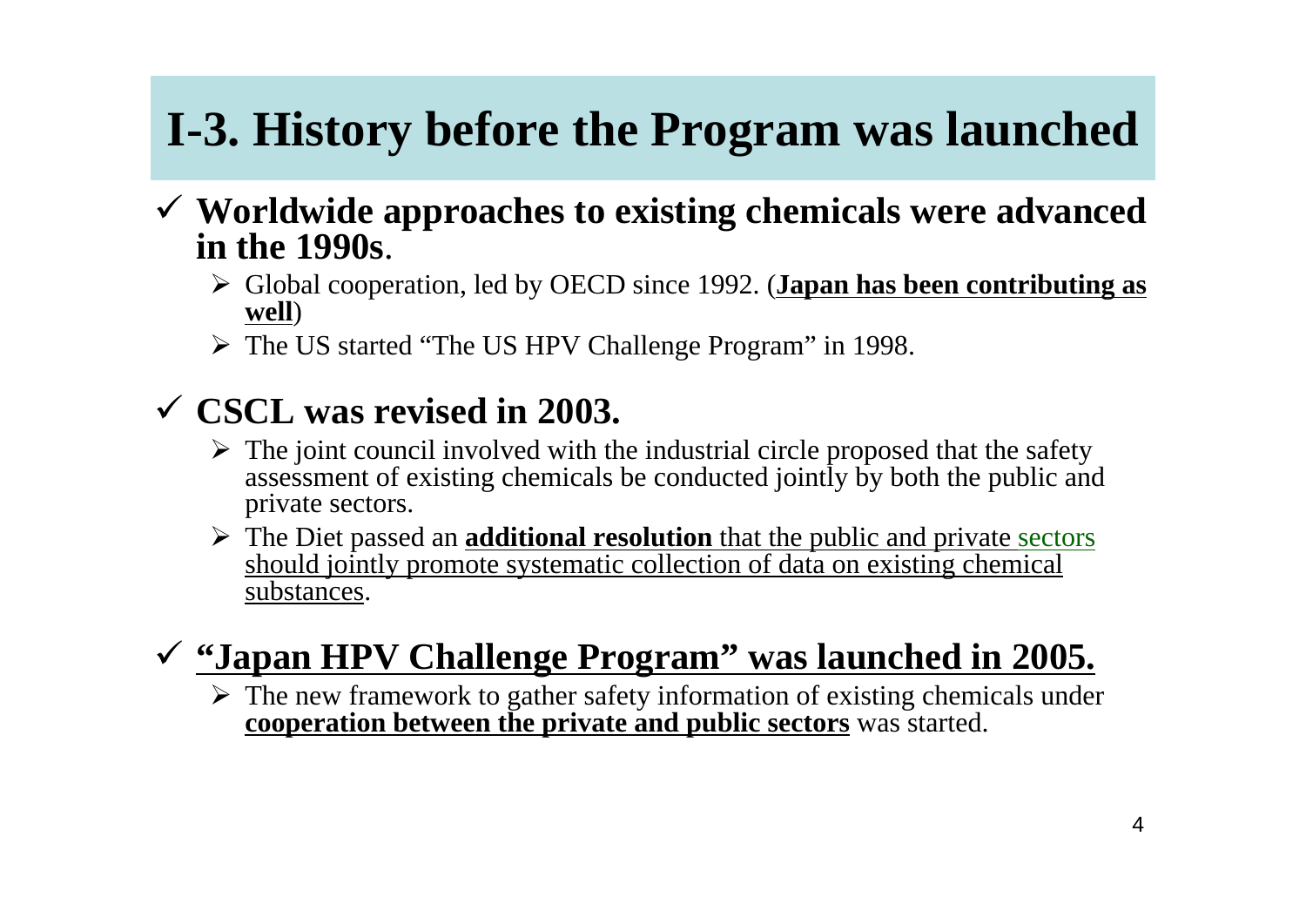# I-3. History before the Program was launched

- ✓ **Worldwide approaches to existing chemicals were advanced in the 1990s**.
  - Global cooperation, led by OECD since 1992. (**Japan has been contributing as well**)
  - The US started "The US HPV Challenge Program" in 1998.

- ✓ **CSCL was revised in 2003.**
  - The joint council involved with the industrial circle proposed that the safety assessment of existing chemicals be conducted jointly by both the public and private sectors.
  - The Diet passed an **additional resolution** that the public and private sectors should jointly promote systematic collection of data on existing chemical substances.

- ✓ **"Japan HPV Challenge Program" was launched in 2005.**
  - The new framework to gather safety information of existing chemicals under **cooperation between the private and public sectors** was started.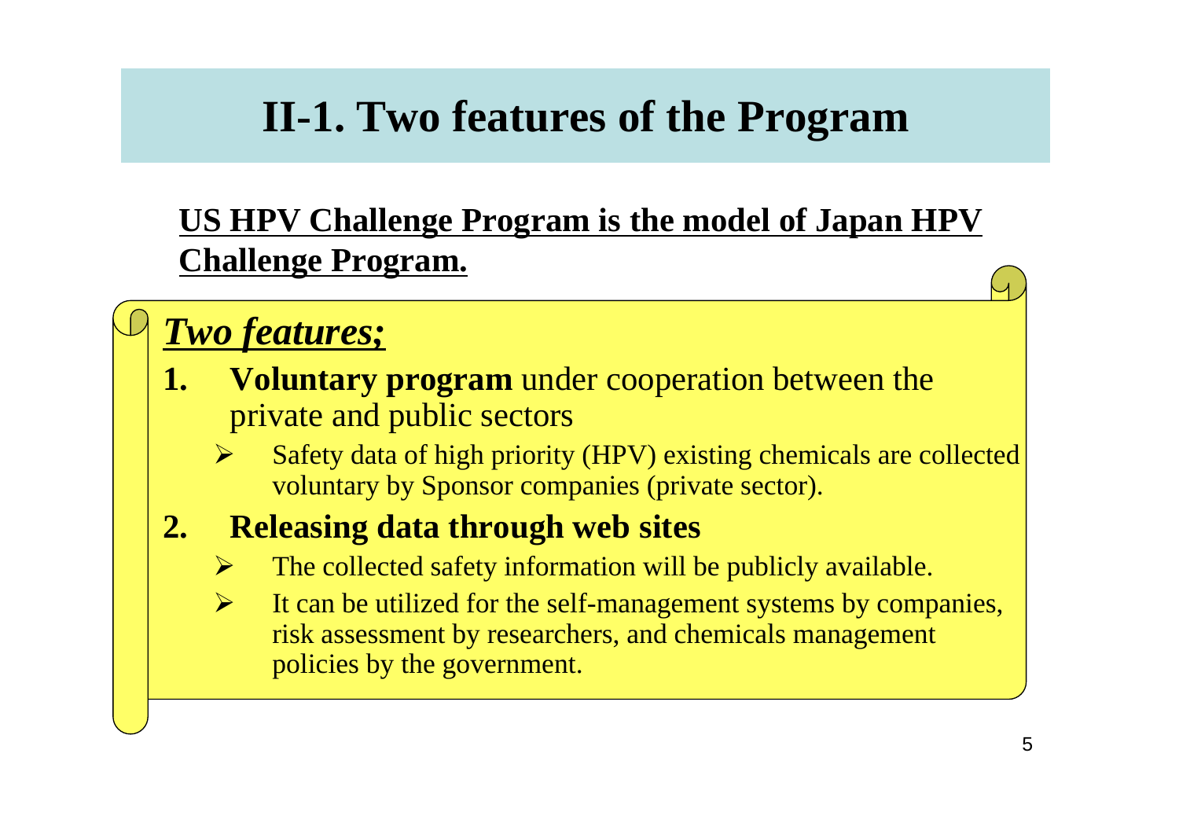# II-1. Two features of the Program

**US HPV Challenge Program is the model of Japan HPV Challenge Program.**

***Two features;***

1. **Voluntary program** under cooperation between the private and public sectors
   - Safety data of high priority (HPV) existing chemicals are collected voluntary by Sponsor companies (private sector).
2. **Releasing data through web sites**
   - The collected safety information will be publicly available.
   - It can be utilized for the self-management systems by companies, risk assessment by researchers, and chemicals management policies by the government.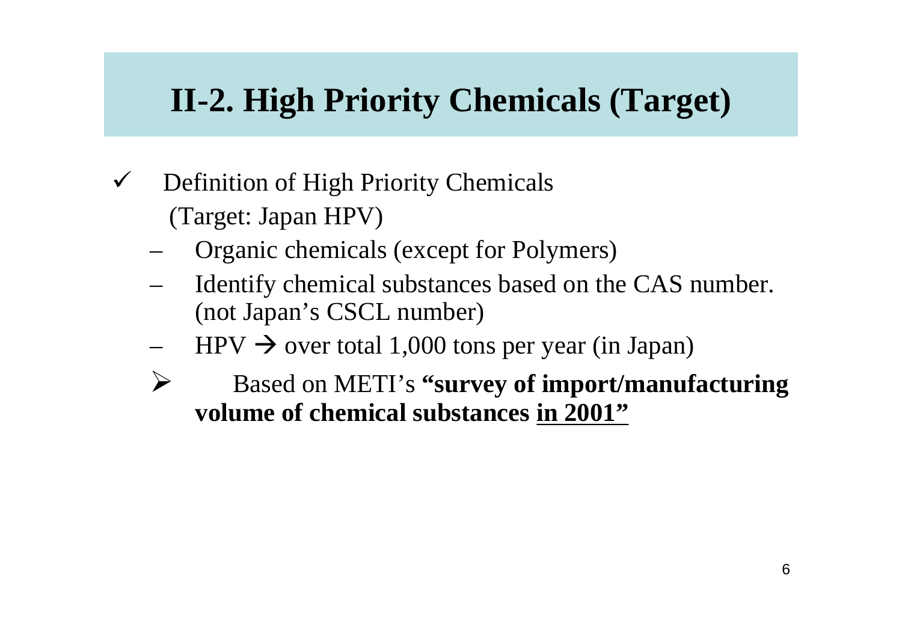# II-2. High Priority Chemicals (Target)

- ✓ Definition of High Priority Chemicals
  (Target: Japan HPV)
  - Organic chemicals (except for Polymers)
  - Identify chemical substances based on the CAS number. (not Japan's CSCL number)
  - HPV → over total 1,000 tons per year (in Japan)
  - ➢ Based on METI's **"survey of import/manufacturing volume of chemical substances <u>in 2001"</u>**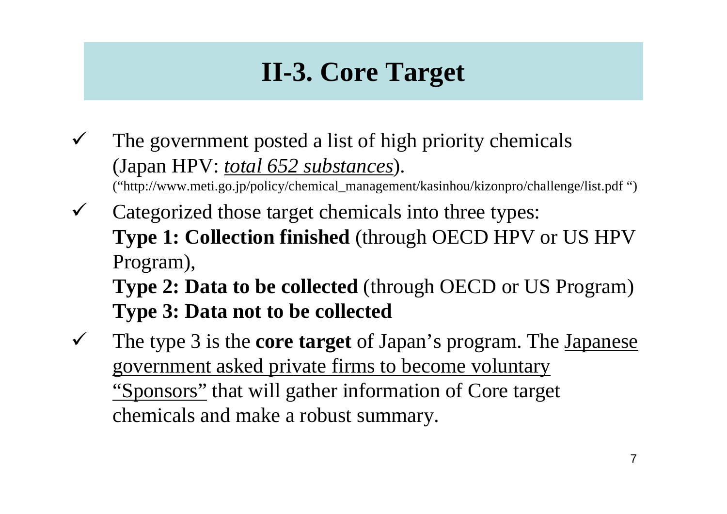## II-3. Core Target

- The government posted a list of high priority chemicals (Japan HPV: *total 652 substances*).
  ("http://www.meti.go.jp/policy/chemical_management/kasinhou/kizonpro/challenge/list.pdf ")
- Categorized those target chemicals into three types:
  **Type 1: Collection finished** (through OECD HPV or US HPV Program),
  **Type 2: Data to be collected** (through OECD or US Program)
  **Type 3: Data not to be collected**
- The type 3 is the **core target** of Japan's program. The Japanese government asked private firms to become voluntary "Sponsors" that will gather information of Core target chemicals and make a robust summary.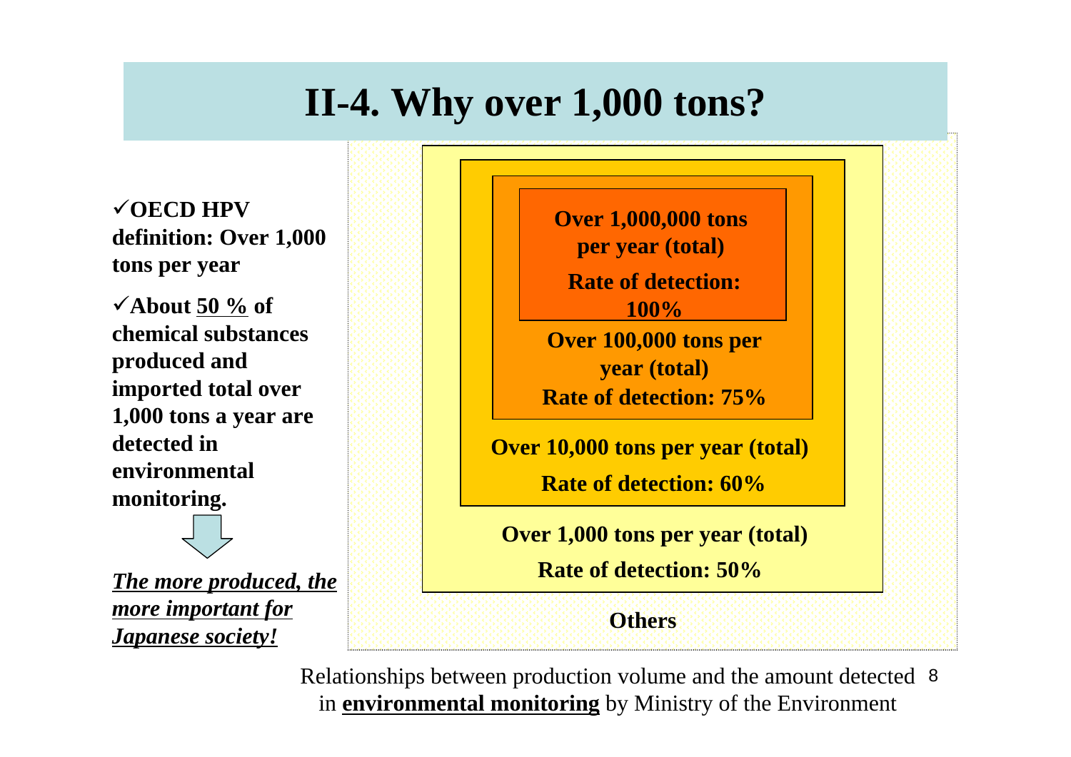# II-4. Why over 1,000 tons?

- ✓**OECD HPV definition: Over 1,000 tons per year**
- ✓**About <u>50 %</u> of chemical substances produced and imported total over 1,000 tons a year are detected in environmental monitoring.**

⇩

***<u>The more produced, the more important for Japanese society!</u>***

**Over 1,000,000 tons per year (total)**
**Rate of detection: 100%**

**Over 100,000 tons per year (total)**
**Rate of detection: 75%**

**Over 10,000 tons per year (total)**
**Rate of detection: 60%**

**Over 1,000 tons per year (total)**
**Rate of detection: 50%**

**Others**

Relationships between production volume and the amount detected in **<u>environmental monitoring</u>** by Ministry of the Environment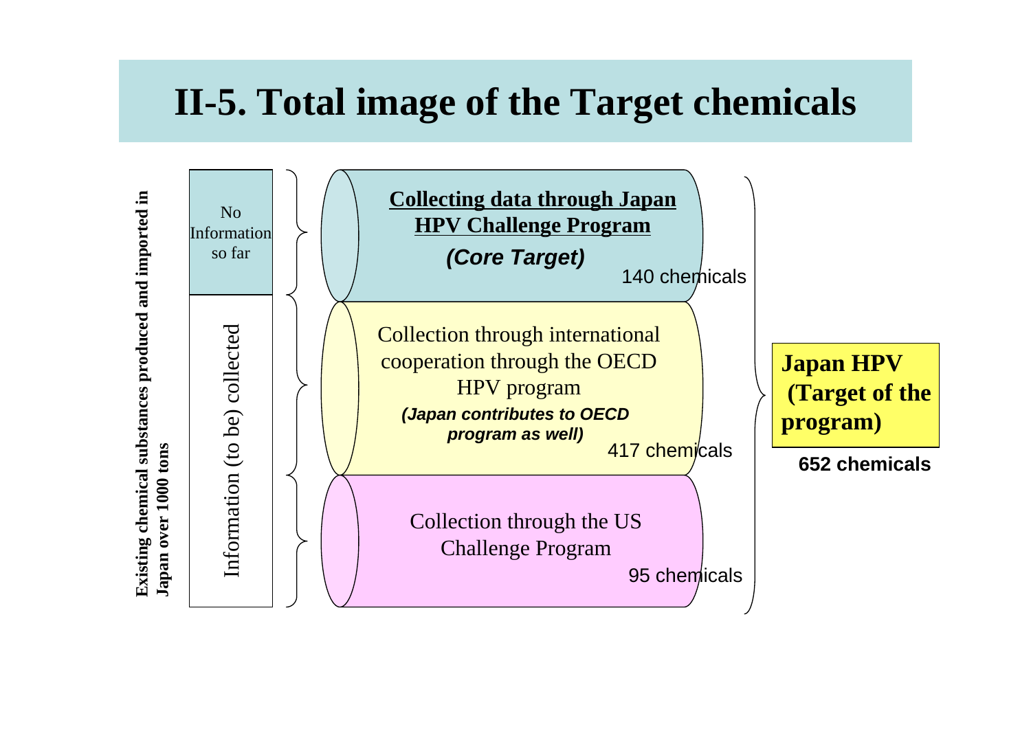# II-5. Total image of the Target chemicals

**Existing chemical substances produced and imported in Japan over 1000 tons**

No Information so far

Information (to be) collected

**Collecting data through Japan HPV Challenge Program**

***(Core Target)***

140 chemicals

Collection through international cooperation through the OECD HPV program

***(Japan contributes to OECD program as well)***

417 chemicals

Collection through the US Challenge Program

95 chemicals

**Japan HPV (Target of the program)**

**652 chemicals**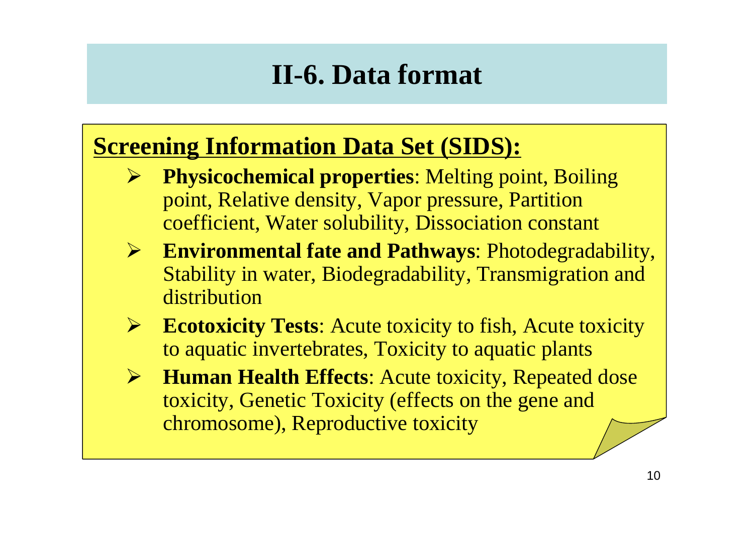# II-6. Data format

**<u>Screening Information Data Set (SIDS):</u>**

- **Physicochemical properties**: Melting point, Boiling point, Relative density, Vapor pressure, Partition coefficient, Water solubility, Dissociation constant
- **Environmental fate and Pathways**: Photodegradability, Stability in water, Biodegradability, Transmigration and distribution
- **Ecotoxicity Tests**: Acute toxicity to fish, Acute toxicity to aquatic invertebrates, Toxicity to aquatic plants
- **Human Health Effects**: Acute toxicity, Repeated dose toxicity, Genetic Toxicity (effects on the gene and chromosome), Reproductive toxicity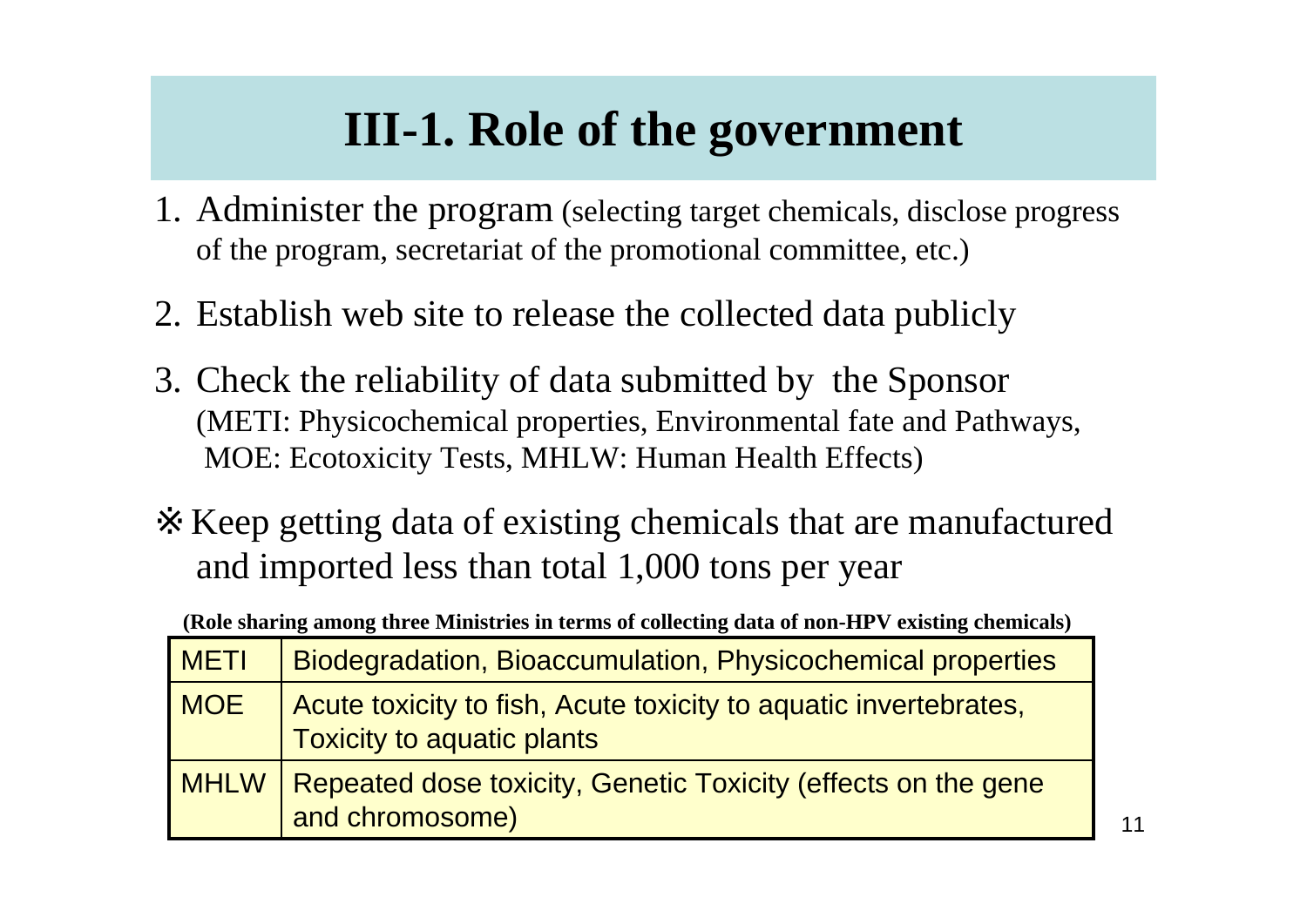# III-1. Role of the government

1. Administer the program (selecting target chemicals, disclose progress of the program, secretariat of the promotional committee, etc.)

2. Establish web site to release the collected data publicly

3. Check the reliability of data submitted by the Sponsor (METI: Physicochemical properties, Environmental fate and Pathways, MOE: Ecotoxicity Tests, MHLW: Human Health Effects)

※ Keep getting data of existing chemicals that are manufactured and imported less than total 1,000 tons per year

**(Role sharing among three Ministries in terms of collecting data of non-HPV existing chemicals)**

| | |
|---|---|
| METI | Biodegradation, Bioaccumulation, Physicochemical properties |
| MOE | Acute toxicity to fish, Acute toxicity to aquatic invertebrates, Toxicity to aquatic plants |
| MHLW | Repeated dose toxicity, Genetic Toxicity (effects on the gene and chromosome) |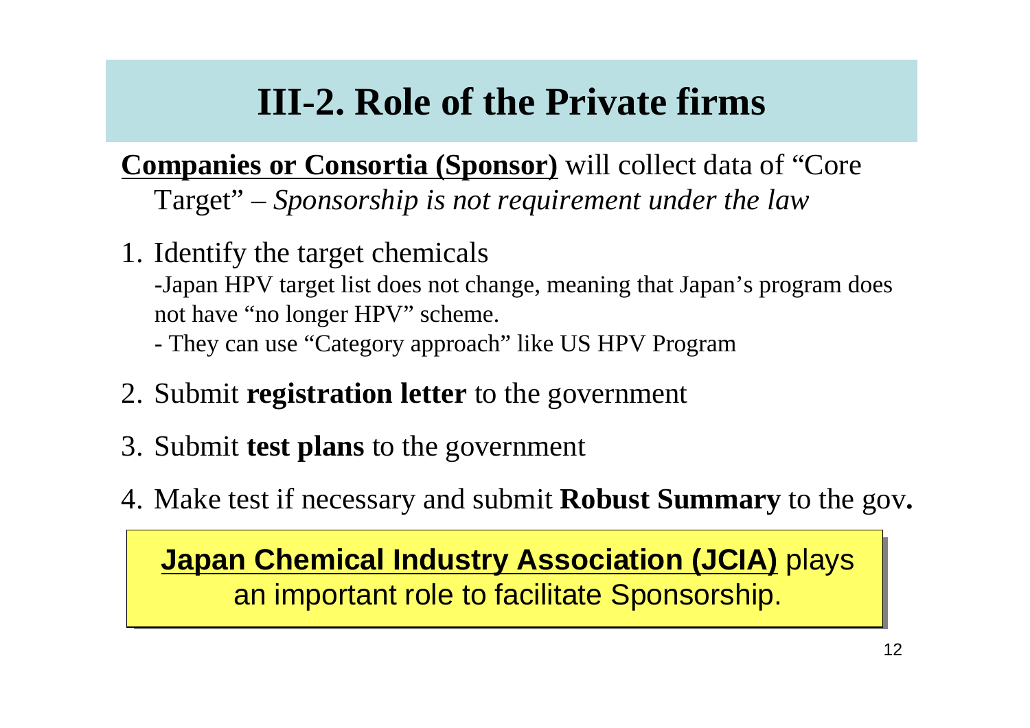# III-2. Role of the Private firms

**Companies or Consortia (Sponsor)** will collect data of "Core Target" – *Sponsorship is not requirement under the law*

1. Identify the target chemicals
   -Japan HPV target list does not change, meaning that Japan's program does not have "no longer HPV" scheme.
   - They can use "Category approach" like US HPV Program
2. Submit **registration letter** to the government
3. Submit **test plans** to the government
4. Make test if necessary and submit **Robust Summary** to the gov**.**

**Japan Chemical Industry Association (JCIA)** plays an important role to facilitate Sponsorship.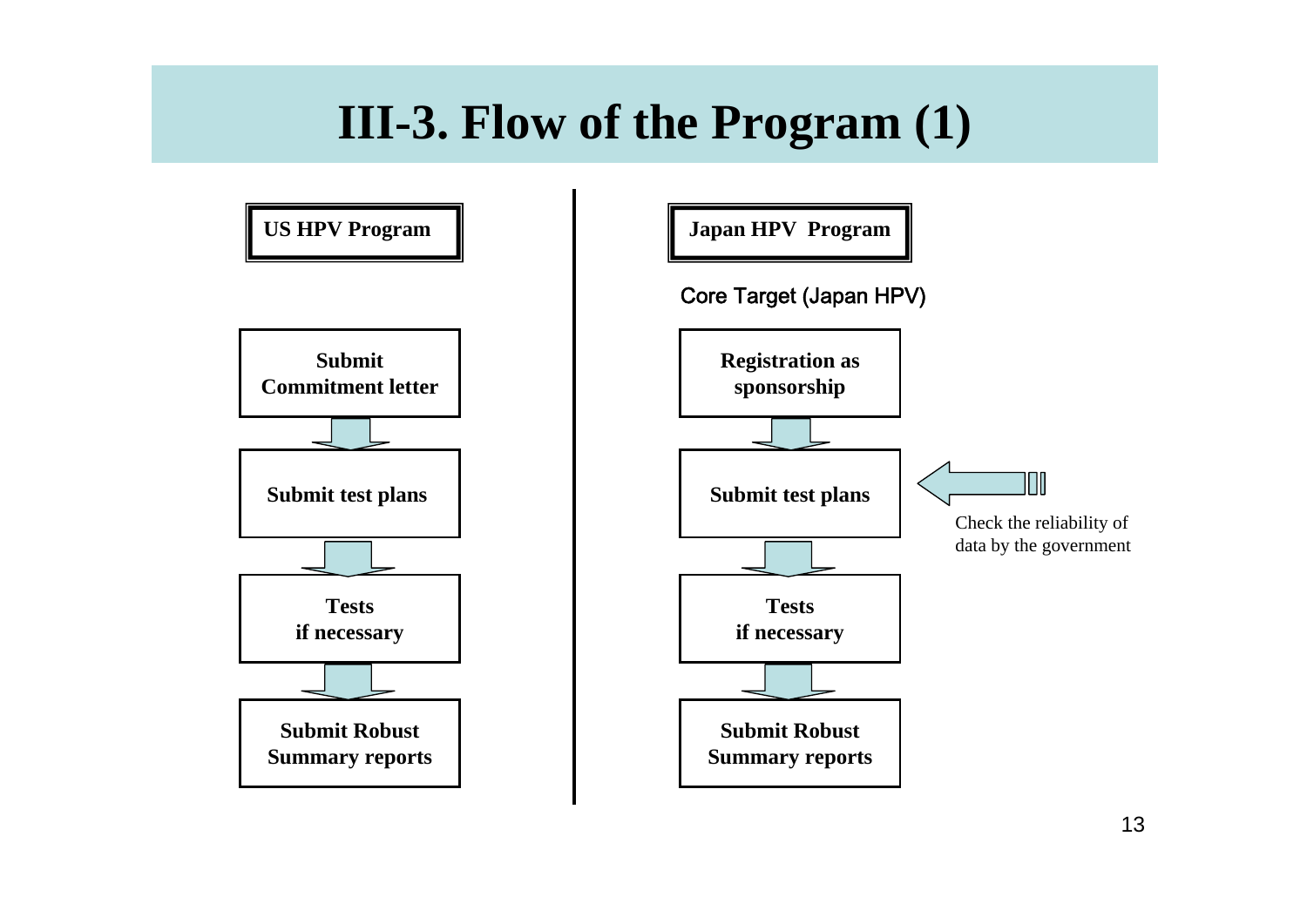# III-3. Flow of the Program (1)

**US HPV Program**

**Submit Commitment letter**

↓

**Submit test plans**

↓

**Tests if necessary**

↓

**Submit Robust Summary reports**

**Japan HPV Program**

Core Target (Japan HPV)

**Registration as sponsorship**

↓

**Submit test plans** ← Check the reliability of data by the government

↓

**Tests if necessary**

↓

**Submit Robust Summary reports**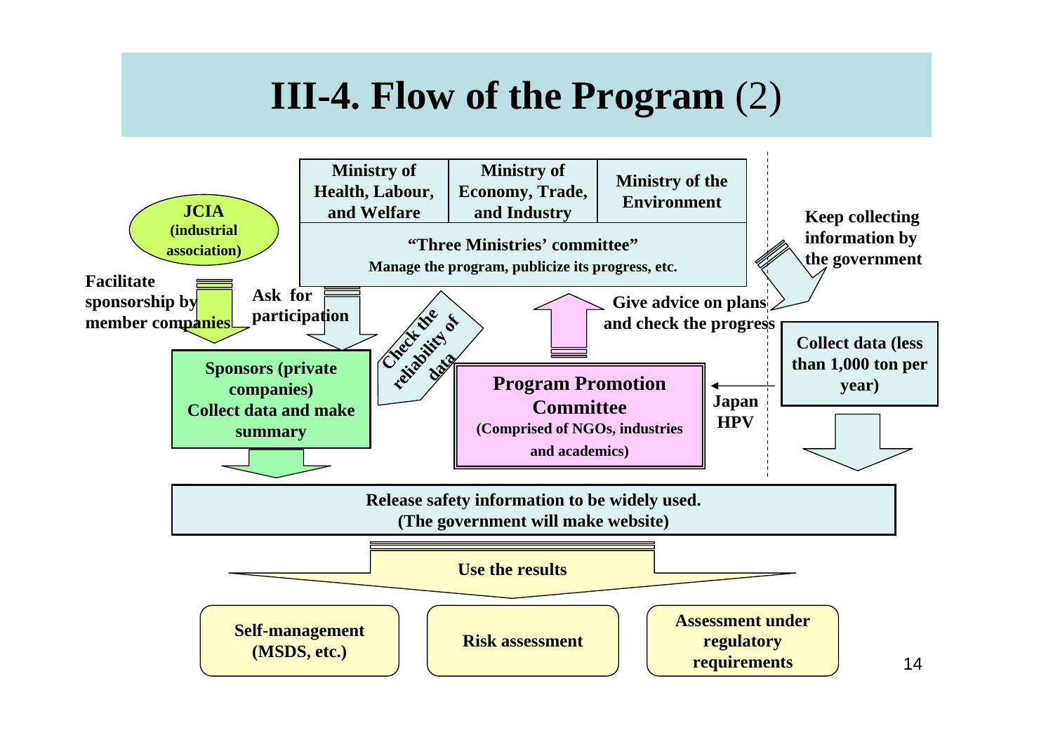# III-4. Flow of the Program (2)

**Ministry of Health, Labour, and Welfare** | **Ministry of Economy, Trade, and Industry** | **Ministry of the Environment**

**"Three Ministries' committee"**
**Manage the program, publicize its progress, etc.**

**JCIA (industrial association)**

**Facilitate sponsorship by member companies**

**Ask for participation**

**Check the reliability of data**

**Give advice on plans and check the progress**

**Keep collecting information by the government**

**Sponsors (private companies)**
**Collect data and make summary**

**Program Promotion Committee**
**(Comprised of NGOs, industries and academics)**

**Japan HPV**

**Collect data (less than 1,000 ton per year)**

**Release safety information to be widely used.**
**(The government will make website)**

**Use the results**

- **Self-management (MSDS, etc.)**
- **Risk assessment**
- **Assessment under regulatory requirements**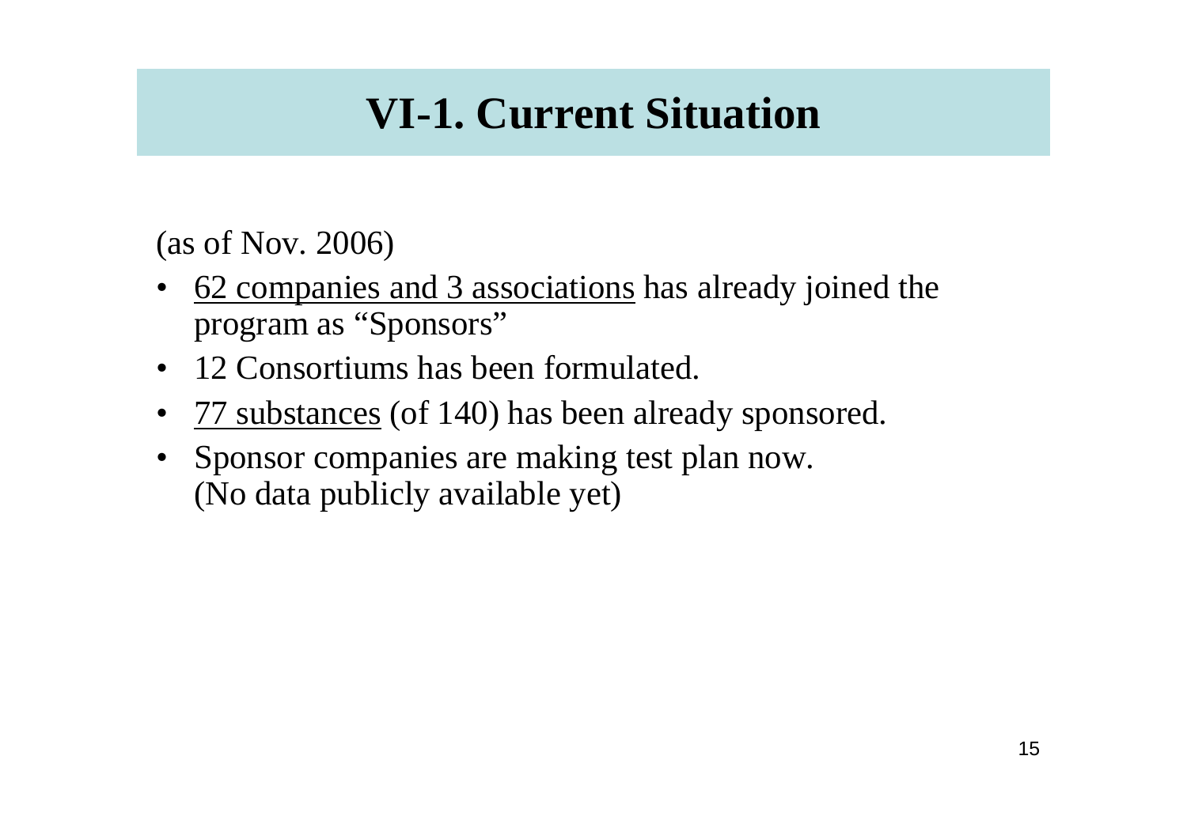# VI-1. Current Situation

(as of Nov. 2006)

- <u>62 companies and 3 associations</u> has already joined the program as "Sponsors"
- 12 Consortiums has been formulated.
- <u>77 substances</u> (of 140) has been already sponsored.
- Sponsor companies are making test plan now.
  (No data publicly available yet)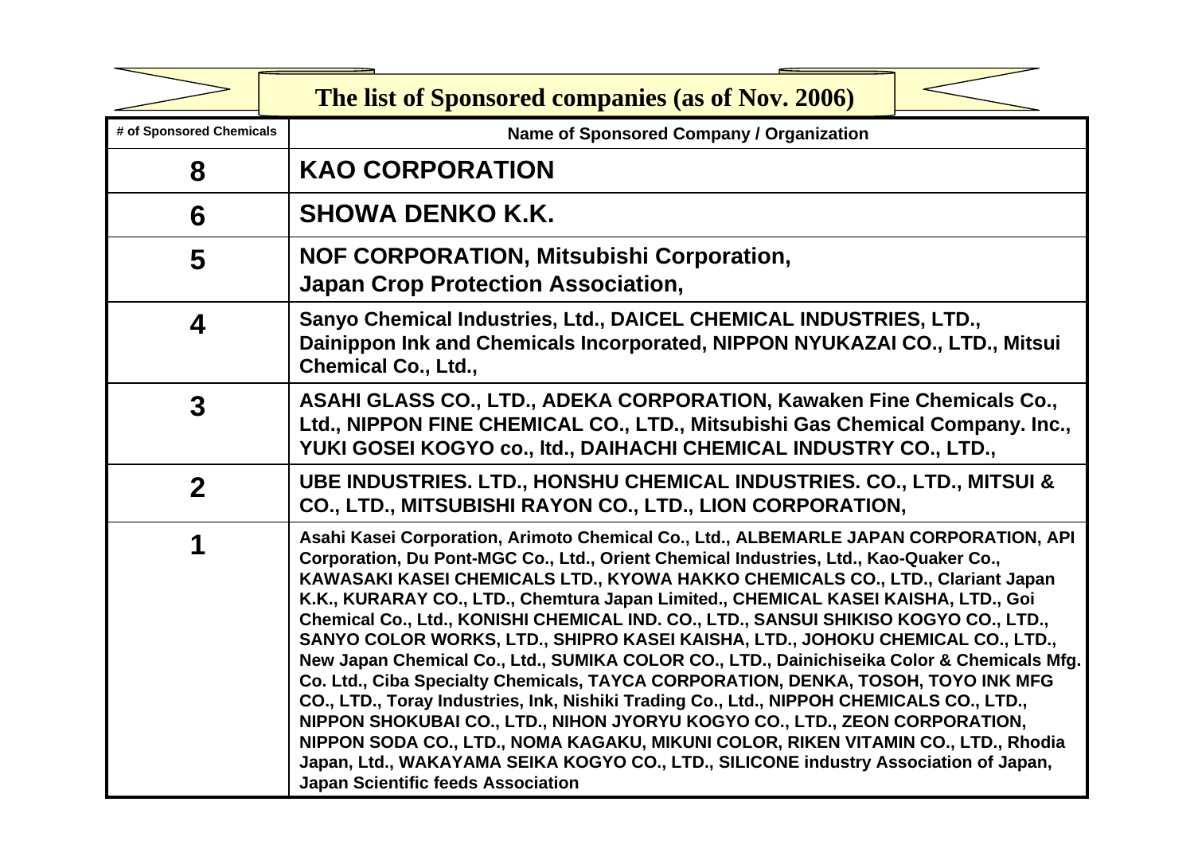## The list of Sponsored companies (as of Nov. 2006)

| # of Sponsored Chemicals | Name of Sponsored Company / Organization |
|---|---|
| **8** | **KAO CORPORATION** |
| **6** | **SHOWA DENKO K.K.** |
| **5** | **NOF CORPORATION, Mitsubishi Corporation, Japan Crop Protection Association,** |
| **4** | **Sanyo Chemical Industries, Ltd., DAICEL CHEMICAL INDUSTRIES, LTD., Dainippon Ink and Chemicals Incorporated, NIPPON NYUKAZAI CO., LTD., Mitsui Chemical Co., Ltd.,** |
| **3** | **ASAHI GLASS CO., LTD., ADEKA CORPORATION, Kawaken Fine Chemicals Co., Ltd., NIPPON FINE CHEMICAL CO., LTD., Mitsubishi Gas Chemical Company. Inc., YUKI GOSEI KOGYO co., ltd., DAIHACHI CHEMICAL INDUSTRY CO., LTD.,** |
| **2** | **UBE INDUSTRIES. LTD., HONSHU CHEMICAL INDUSTRIES. CO., LTD., MITSUI & CO., LTD., MITSUBISHI RAYON CO., LTD., LION CORPORATION,** |
| **1** | **Asahi Kasei Corporation, Arimoto Chemical Co., Ltd., ALBEMARLE JAPAN CORPORATION, API Corporation, Du Pont-MGC Co., Ltd., Orient Chemical Industries, Ltd., Kao-Quaker Co., KAWASAKI KASEI CHEMICALS LTD., KYOWA HAKKO CHEMICALS CO., LTD., Clariant Japan K.K., KURARAY CO., LTD., Chemtura Japan Limited., CHEMICAL KASEI KAISHA, LTD., Goi Chemical Co., Ltd., KONISHI CHEMICAL IND. CO., LTD., SANSUI SHIKISO KOGYO CO., LTD., SANYO COLOR WORKS, LTD., SHIPRO KASEI KAISHA, LTD., JOHOKU CHEMICAL CO., LTD., New Japan Chemical Co., Ltd., SUMIKA COLOR CO., LTD., Dainichiseika Color & Chemicals Mfg. Co. Ltd., Ciba Specialty Chemicals, TAYCA CORPORATION, DENKA, TOSOH, TOYO INK MFG CO., LTD., Toray Industries, Ink, Nishiki Trading Co., Ltd., NIPPOH CHEMICALS CO., LTD., NIPPON SHOKUBAI CO., LTD., NIHON JYORYU KOGYO CO., LTD., ZEON CORPORATION, NIPPON SODA CO., LTD., NOMA KAGAKU, MIKUNI COLOR, RIKEN VITAMIN CO., LTD., Rhodia Japan, Ltd., WAKAYAMA SEIKA KOGYO CO., LTD., SILICONE industry Association of Japan, Japan Scientific feeds Association** |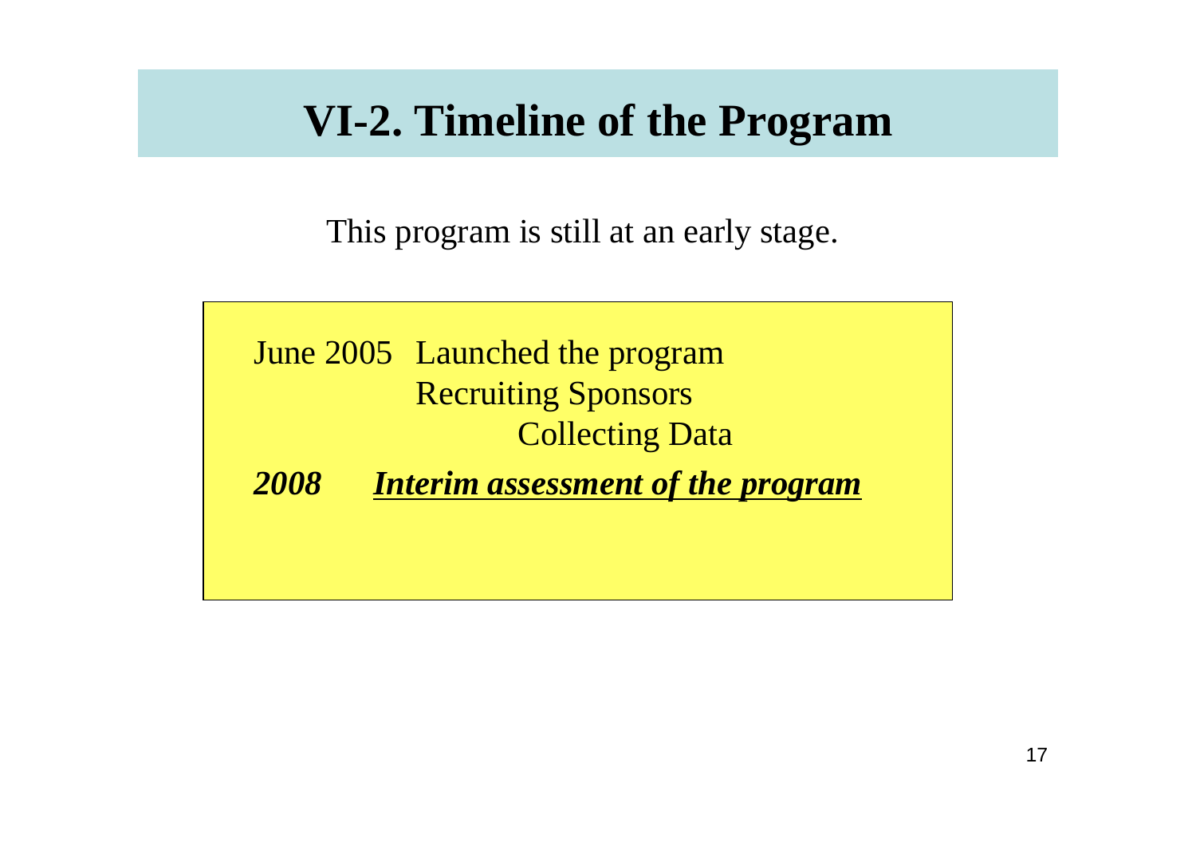# VI-2. Timeline of the Program

This program is still at an early stage.

June 2005 Launched the program
Recruiting Sponsors
Collecting Data

***2008 Interim assessment of the program***